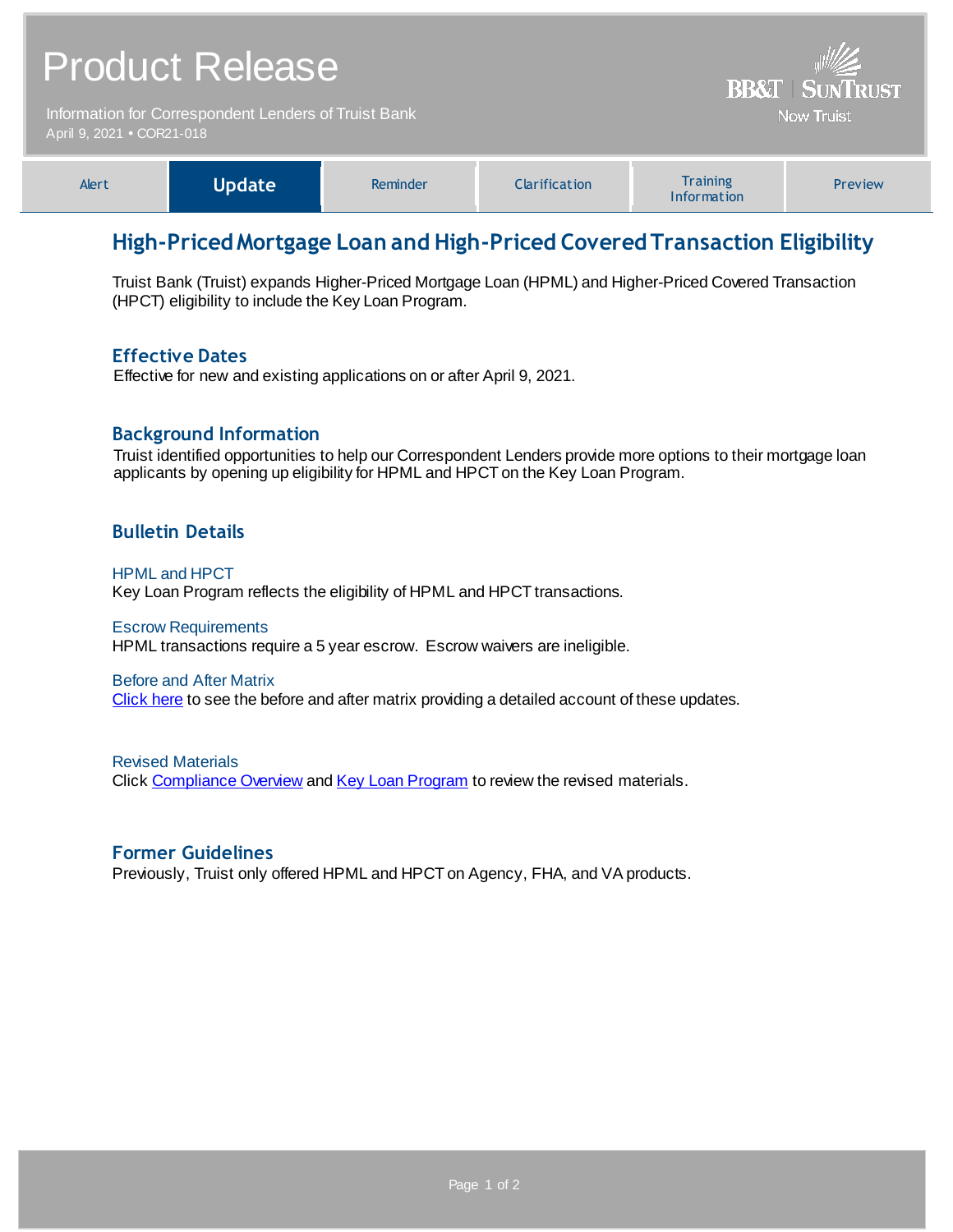# Product Release

Information for Correspondent Lenders of Truist Bank
April 9, 2021 • COR21-018

| Alert | **Update** | Reminder | Clarification | Training Information | Preview |
| --- | --- | --- | --- | --- | --- |

## High-Priced Mortgage Loan and High-Priced Covered Transaction Eligibility

Truist Bank (Truist) expands Higher-Priced Mortgage Loan (HPML) and Higher-Priced Covered Transaction (HPCT) eligibility to include the Key Loan Program.

### Effective Dates

Effective for new and existing applications on or after April 9, 2021.

### Background Information

Truist identified opportunities to help our Correspondent Lenders provide more options to their mortgage loan applicants by opening up eligibility for HPML and HPCT on the Key Loan Program.

### Bulletin Details

#### HPML and HPCT

Key Loan Program reflects the eligibility of HPML and HPCT transactions.

#### Escrow Requirements

HPML transactions require a 5 year escrow. Escrow waivers are ineligible.

#### Before and After Matrix

Click here to see the before and after matrix providing a detailed account of these updates.

#### Revised Materials

Click Compliance Overview and Key Loan Program to review the revised materials.

### Former Guidelines

Previously, Truist only offered HPML and HPCT on Agency, FHA, and VA products.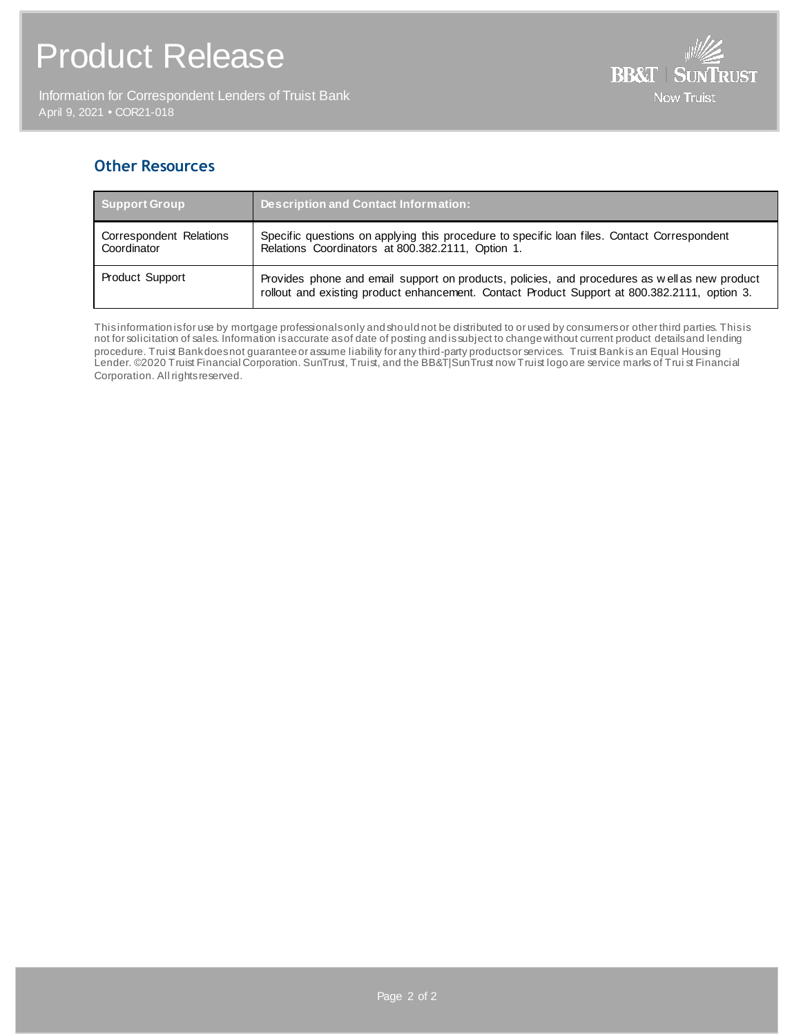## Other Resources

| Support Group | Description and Contact Information: |
| --- | --- |
| Correspondent Relations Coordinator | Specific questions on applying this procedure to specific loan files. Contact Correspondent Relations Coordinators at 800.382.2111, Option 1. |
| Product Support | Provides phone and email support on products, policies, and procedures as well as new product rollout and existing product enhancement. Contact Product Support at 800.382.2111, option 3. |

This information is for use by mortgage professionals only and should not be distributed to or used by consumers or other third parties. This is not for solicitation of sales. Information is accurate as of date of posting and is subject to change without current product details and lending procedure. Truist Bank does not guarantee or assume liability for any third-party products or services. Truist Bank is an Equal Housing Lender. ©2020 Truist Financial Corporation. SunTrust, Truist, and the BB&T|SunTrust now Truist logo are service marks of Truist Financial Corporation. All rights reserved.